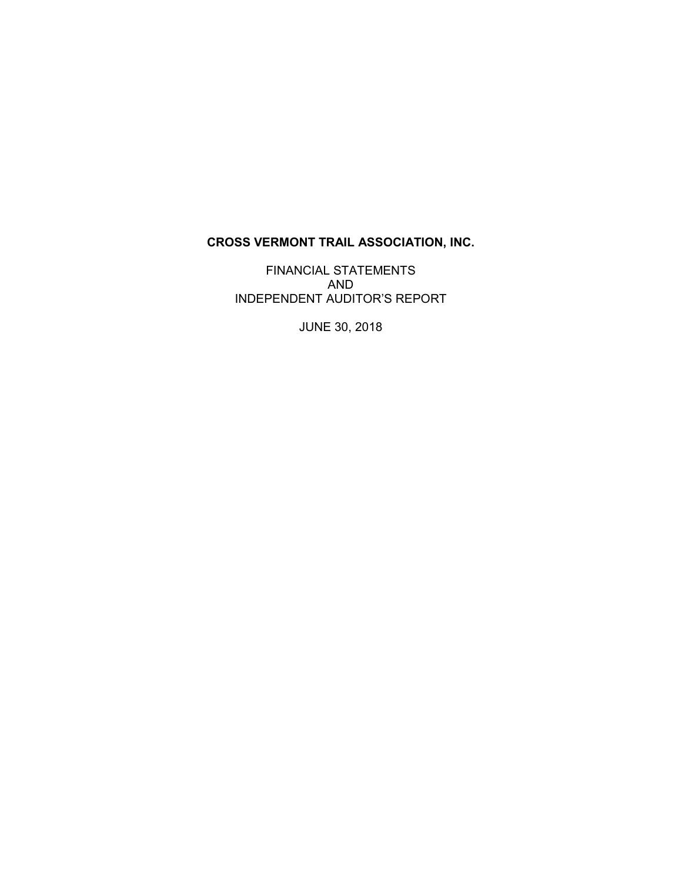# CROSS VERMONT TRAIL ASSOCIATION, INC.

FINANCIAL STATEMENTS
AND
INDEPENDENT AUDITOR'S REPORT

JUNE 30, 2018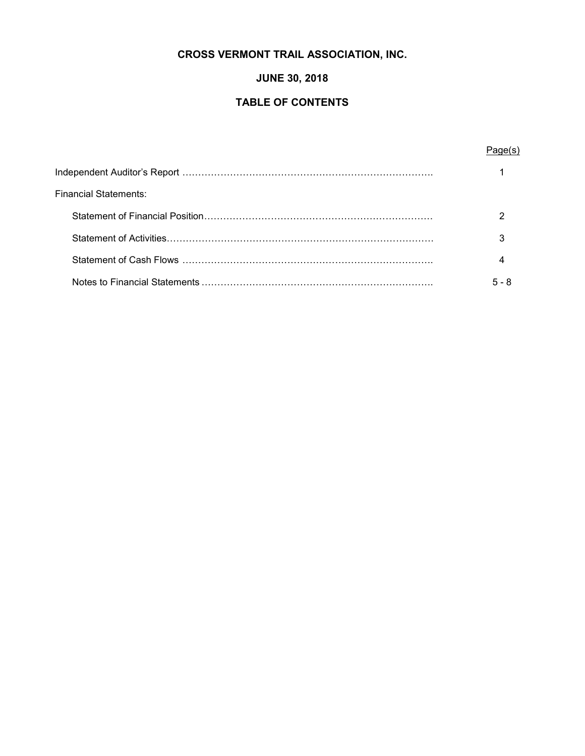# CROSS VERMONT TRAIL ASSOCIATION, INC.

## JUNE 30, 2018

## TABLE OF CONTENTS

| | Page(s) |
|---|---|
| Independent Auditor's Report | 1 |
| Financial Statements: | |
| Statement of Financial Position | 2 |
| Statement of Activities | 3 |
| Statement of Cash Flows | 4 |
| Notes to Financial Statements | 5 - 8 |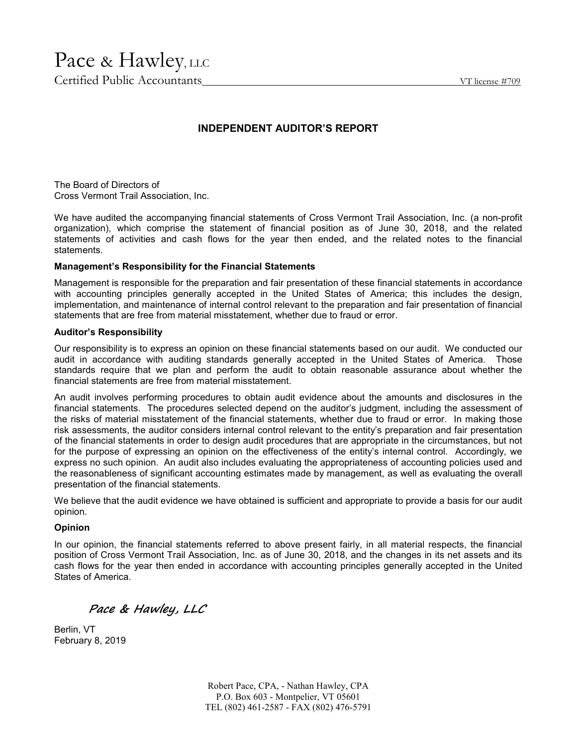# Pace & Hawley, LLC

Certified Public Accountants VT license #709

## INDEPENDENT AUDITOR'S REPORT

The Board of Directors of
Cross Vermont Trail Association, Inc.

We have audited the accompanying financial statements of Cross Vermont Trail Association, Inc. (a non-profit organization), which comprise the statement of financial position as of June 30, 2018, and the related statements of activities and cash flows for the year then ended, and the related notes to the financial statements.

**Management's Responsibility for the Financial Statements**

Management is responsible for the preparation and fair presentation of these financial statements in accordance with accounting principles generally accepted in the United States of America; this includes the design, implementation, and maintenance of internal control relevant to the preparation and fair presentation of financial statements that are free from material misstatement, whether due to fraud or error.

**Auditor's Responsibility**

Our responsibility is to express an opinion on these financial statements based on our audit. We conducted our audit in accordance with auditing standards generally accepted in the United States of America. Those standards require that we plan and perform the audit to obtain reasonable assurance about whether the financial statements are free from material misstatement.

An audit involves performing procedures to obtain audit evidence about the amounts and disclosures in the financial statements. The procedures selected depend on the auditor's judgment, including the assessment of the risks of material misstatement of the financial statements, whether due to fraud or error. In making those risk assessments, the auditor considers internal control relevant to the entity's preparation and fair presentation of the financial statements in order to design audit procedures that are appropriate in the circumstances, but not for the purpose of expressing an opinion on the effectiveness of the entity's internal control. Accordingly, we express no such opinion. An audit also includes evaluating the appropriateness of accounting policies used and the reasonableness of significant accounting estimates made by management, as well as evaluating the overall presentation of the financial statements.

We believe that the audit evidence we have obtained is sufficient and appropriate to provide a basis for our audit opinion.

**Opinion**

In our opinion, the financial statements referred to above present fairly, in all material respects, the financial position of Cross Vermont Trail Association, Inc. as of June 30, 2018, and the changes in its net assets and its cash flows for the year then ended in accordance with accounting principles generally accepted in the United States of America.

*Pace & Hawley, LLC*

Berlin, VT
February 8, 2019

Robert Pace, CPA, - Nathan Hawley, CPA
P.O. Box 603 - Montpelier, VT 05601
TEL (802) 461-2587 - FAX (802) 476-5791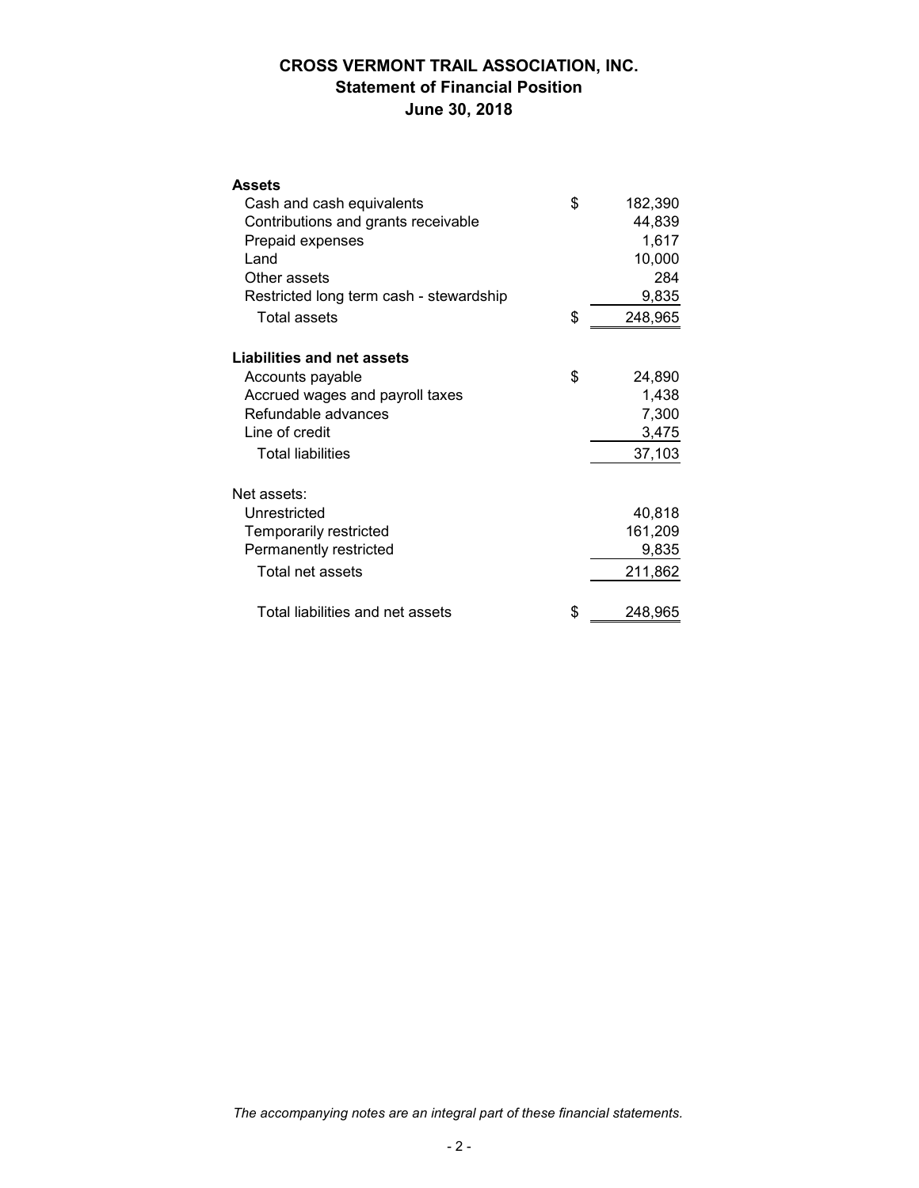# CROSS VERMONT TRAIL ASSOCIATION, INC.
## Statement of Financial Position
## June 30, 2018

| | | |
|---|---|---|
| **Assets** | | |
| Cash and cash equivalents | $ | 182,390 |
| Contributions and grants receivable | | 44,839 |
| Prepaid expenses | | 1,617 |
| Land | | 10,000 |
| Other assets | | 284 |
| Restricted long term cash - stewardship | | 9,835 |
| Total assets | $ | 248,965 |
| **Liabilities and net assets** | | |
| Accounts payable | $ | 24,890 |
| Accrued wages and payroll taxes | | 1,438 |
| Refundable advances | | 7,300 |
| Line of credit | | 3,475 |
| Total liabilities | | 37,103 |
| Net assets: | | |
| Unrestricted | | 40,818 |
| Temporarily restricted | | 161,209 |
| Permanently restricted | | 9,835 |
| Total net assets | | 211,862 |
| Total liabilities and net assets | $ | 248,965 |

*The accompanying notes are an integral part of these financial statements.*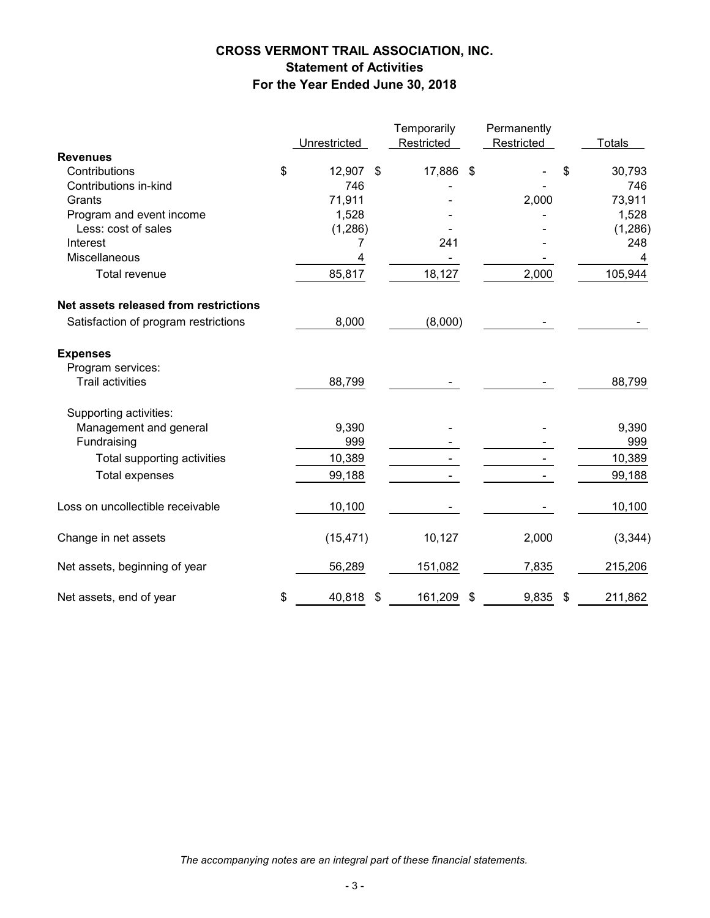# CROSS VERMONT TRAIL ASSOCIATION, INC.
## Statement of Activities
### For the Year Ended June 30, 2018

| | Unrestricted | Temporarily Restricted | Permanently Restricted | Totals |
|---|---|---|---|---|
| **Revenues** | | | | |
| Contributions | $ 12,907 | $ 17,886 | $ - | $ 30,793 |
| Contributions in-kind | 746 | - | - | 746 |
| Grants | 71,911 | - | 2,000 | 73,911 |
| Program and event income | 1,528 | - | - | 1,528 |
| Less: cost of sales | (1,286) | - | - | (1,286) |
| Interest | 7 | 241 | - | 248 |
| Miscellaneous | 4 | - | - | 4 |
| Total revenue | 85,817 | 18,127 | 2,000 | 105,944 |
| **Net assets released from restrictions** | | | | |
| Satisfaction of program restrictions | 8,000 | (8,000) | - | - |
| **Expenses** | | | | |
| Program services: | | | | |
| Trail activities | 88,799 | - | - | 88,799 |
| Supporting activities: | | | | |
| Management and general | 9,390 | - | - | 9,390 |
| Fundraising | 999 | - | - | 999 |
| Total supporting activities | 10,389 | - | - | 10,389 |
| Total expenses | 99,188 | - | - | 99,188 |
| Loss on uncollectible receivable | 10,100 | - | - | 10,100 |
| Change in net assets | (15,471) | 10,127 | 2,000 | (3,344) |
| Net assets, beginning of year | 56,289 | 151,082 | 7,835 | 215,206 |
| Net assets, end of year | $ 40,818 | $ 161,209 | $ 9,835 | $ 211,862 |

*The accompanying notes are an integral part of these financial statements.*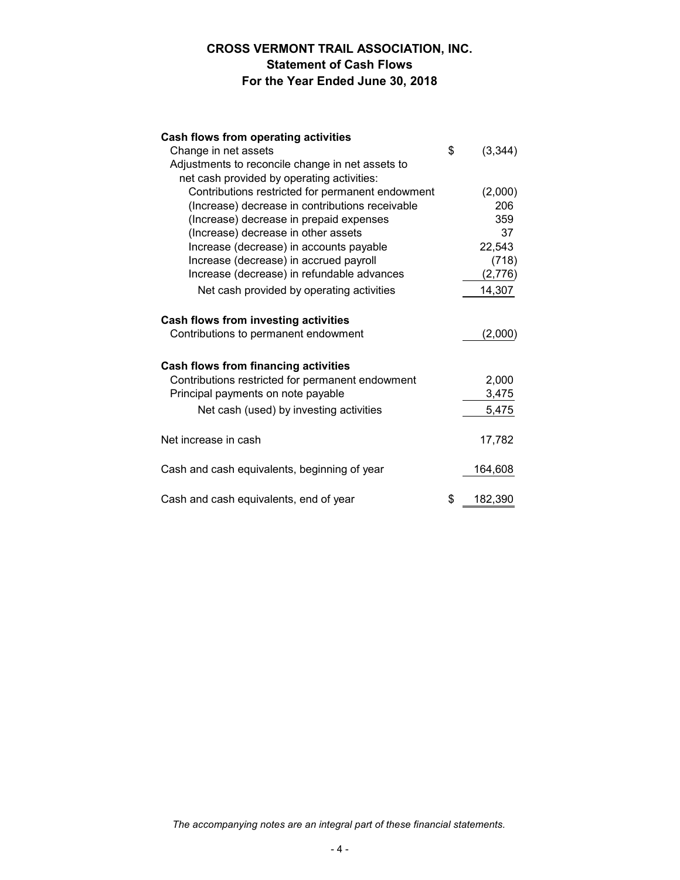# CROSS VERMONT TRAIL ASSOCIATION, INC.
## Statement of Cash Flows
### For the Year Ended June 30, 2018

| | |
|---|---|
| **Cash flows from operating activities** | |
| Change in net assets | $ (3,344) |
| Adjustments to reconcile change in net assets to net cash provided by operating activities: | |
| Contributions restricted for permanent endowment | (2,000) |
| (Increase) decrease in contributions receivable | 206 |
| (Increase) decrease in prepaid expenses | 359 |
| (Increase) decrease in other assets | 37 |
| Increase (decrease) in accounts payable | 22,543 |
| Increase (decrease) in accrued payroll | (718) |
| Increase (decrease) in refundable advances | (2,776) |
| Net cash provided by operating activities | 14,307 |
| **Cash flows from investing activities** | |
| Contributions to permanent endowment | (2,000) |
| **Cash flows from financing activities** | |
| Contributions restricted for permanent endowment | 2,000 |
| Principal payments on note payable | 3,475 |
| Net cash (used) by investing activities | 5,475 |
| Net increase in cash | 17,782 |
| Cash and cash equivalents, beginning of year | 164,608 |
| Cash and cash equivalents, end of year | $ 182,390 |

*The accompanying notes are an integral part of these financial statements.*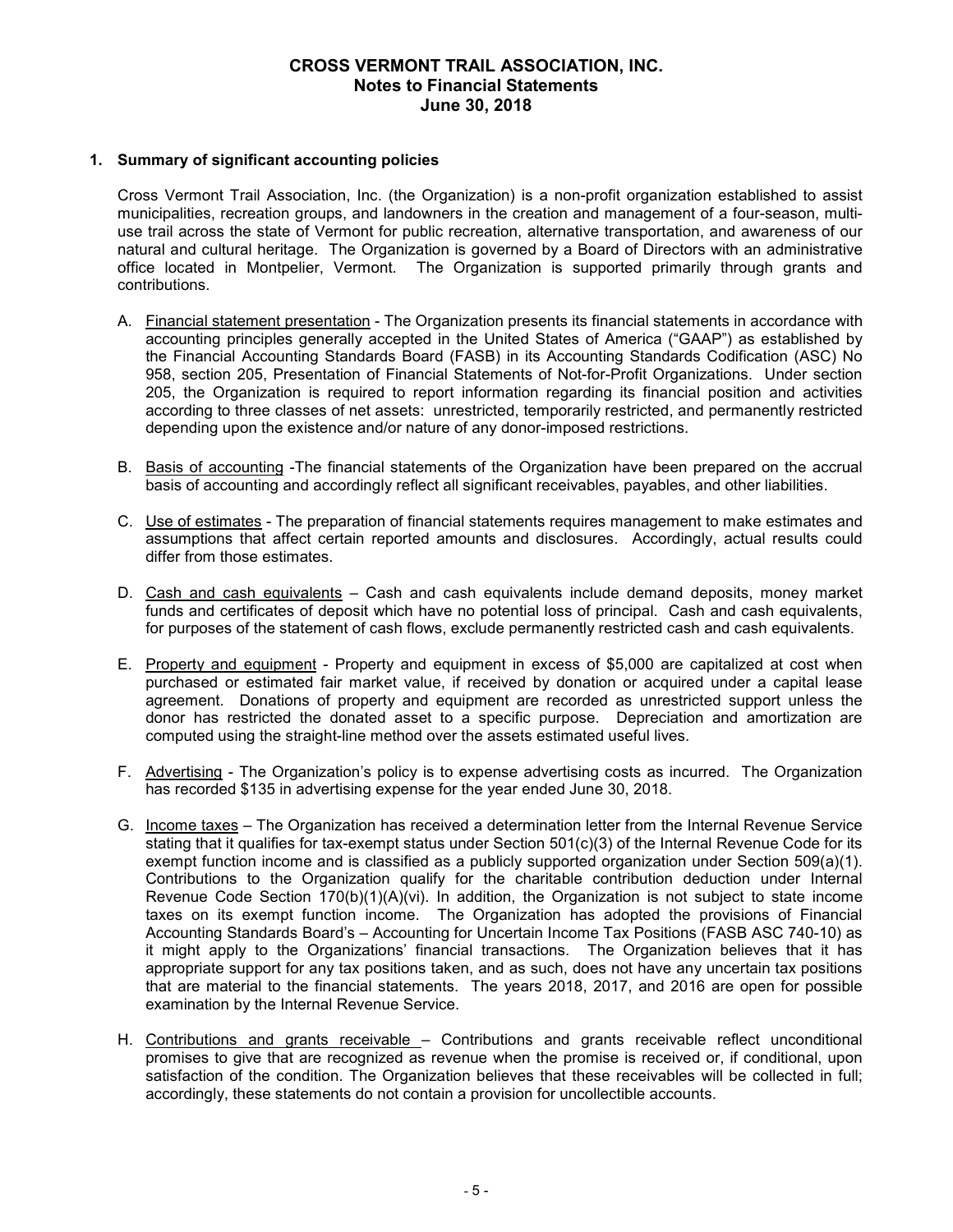# CROSS VERMONT TRAIL ASSOCIATION, INC.
## Notes to Financial Statements
## June 30, 2018

**1. Summary of significant accounting policies**

Cross Vermont Trail Association, Inc. (the Organization) is a non-profit organization established to assist municipalities, recreation groups, and landowners in the creation and management of a four-season, multi-use trail across the state of Vermont for public recreation, alternative transportation, and awareness of our natural and cultural heritage. The Organization is governed by a Board of Directors with an administrative office located in Montpelier, Vermont. The Organization is supported primarily through grants and contributions.

A. Financial statement presentation - The Organization presents its financial statements in accordance with accounting principles generally accepted in the United States of America ("GAAP") as established by the Financial Accounting Standards Board (FASB) in its Accounting Standards Codification (ASC) No 958, section 205, Presentation of Financial Statements of Not-for-Profit Organizations. Under section 205, the Organization is required to report information regarding its financial position and activities according to three classes of net assets: unrestricted, temporarily restricted, and permanently restricted depending upon the existence and/or nature of any donor-imposed restrictions.

B. Basis of accounting -The financial statements of the Organization have been prepared on the accrual basis of accounting and accordingly reflect all significant receivables, payables, and other liabilities.

C. Use of estimates - The preparation of financial statements requires management to make estimates and assumptions that affect certain reported amounts and disclosures. Accordingly, actual results could differ from those estimates.

D. Cash and cash equivalents – Cash and cash equivalents include demand deposits, money market funds and certificates of deposit which have no potential loss of principal. Cash and cash equivalents, for purposes of the statement of cash flows, exclude permanently restricted cash and cash equivalents.

E. Property and equipment - Property and equipment in excess of $5,000 are capitalized at cost when purchased or estimated fair market value, if received by donation or acquired under a capital lease agreement. Donations of property and equipment are recorded as unrestricted support unless the donor has restricted the donated asset to a specific purpose. Depreciation and amortization are computed using the straight-line method over the assets estimated useful lives.

F. Advertising - The Organization's policy is to expense advertising costs as incurred. The Organization has recorded $135 in advertising expense for the year ended June 30, 2018.

G. Income taxes – The Organization has received a determination letter from the Internal Revenue Service stating that it qualifies for tax-exempt status under Section 501(c)(3) of the Internal Revenue Code for its exempt function income and is classified as a publicly supported organization under Section 509(a)(1). Contributions to the Organization qualify for the charitable contribution deduction under Internal Revenue Code Section 170(b)(1)(A)(vi). In addition, the Organization is not subject to state income taxes on its exempt function income. The Organization has adopted the provisions of Financial Accounting Standards Board's – Accounting for Uncertain Income Tax Positions (FASB ASC 740-10) as it might apply to the Organizations' financial transactions. The Organization believes that it has appropriate support for any tax positions taken, and as such, does not have any uncertain tax positions that are material to the financial statements. The years 2018, 2017, and 2016 are open for possible examination by the Internal Revenue Service.

H. Contributions and grants receivable – Contributions and grants receivable reflect unconditional promises to give that are recognized as revenue when the promise is received or, if conditional, upon satisfaction of the condition. The Organization believes that these receivables will be collected in full; accordingly, these statements do not contain a provision for uncollectible accounts.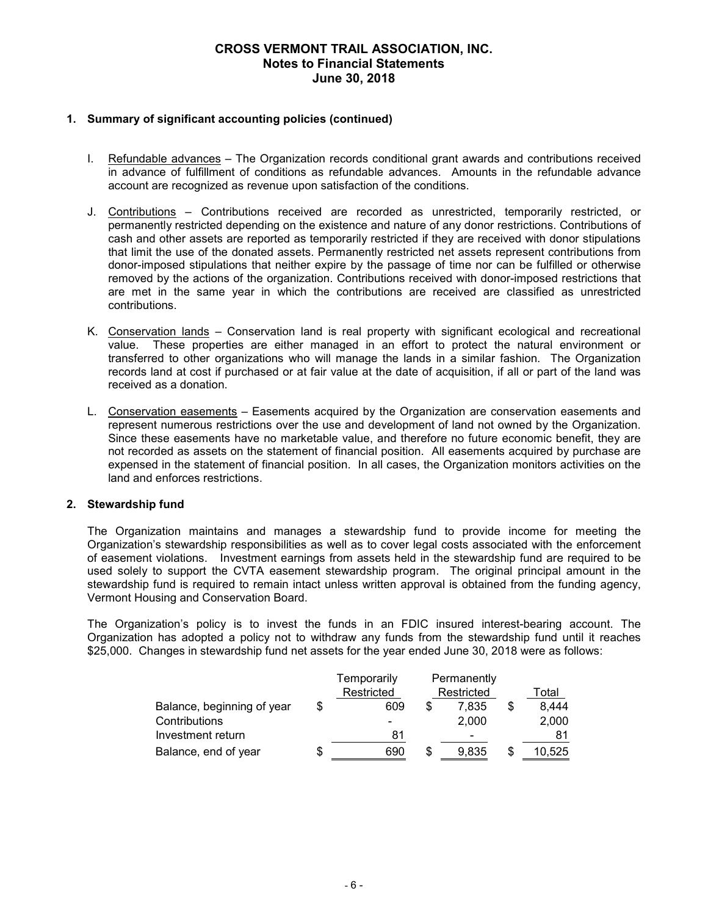**CROSS VERMONT TRAIL ASSOCIATION, INC.**
**Notes to Financial Statements**
**June 30, 2018**

**1. Summary of significant accounting policies (continued)**

I. Refundable advances – The Organization records conditional grant awards and contributions received in advance of fulfillment of conditions as refundable advances. Amounts in the refundable advance account are recognized as revenue upon satisfaction of the conditions.

J. Contributions – Contributions received are recorded as unrestricted, temporarily restricted, or permanently restricted depending on the existence and nature of any donor restrictions. Contributions of cash and other assets are reported as temporarily restricted if they are received with donor stipulations that limit the use of the donated assets. Permanently restricted net assets represent contributions from donor-imposed stipulations that neither expire by the passage of time nor can be fulfilled or otherwise removed by the actions of the organization. Contributions received with donor-imposed restrictions that are met in the same year in which the contributions are received are classified as unrestricted contributions.

K. Conservation lands – Conservation land is real property with significant ecological and recreational value. These properties are either managed in an effort to protect the natural environment or transferred to other organizations who will manage the lands in a similar fashion. The Organization records land at cost if purchased or at fair value at the date of acquisition, if all or part of the land was received as a donation.

L. Conservation easements – Easements acquired by the Organization are conservation easements and represent numerous restrictions over the use and development of land not owned by the Organization. Since these easements have no marketable value, and therefore no future economic benefit, they are not recorded as assets on the statement of financial position. All easements acquired by purchase are expensed in the statement of financial position. In all cases, the Organization monitors activities on the land and enforces restrictions.

**2. Stewardship fund**

The Organization maintains and manages a stewardship fund to provide income for meeting the Organization's stewardship responsibilities as well as to cover legal costs associated with the enforcement of easement violations. Investment earnings from assets held in the stewardship fund are required to be used solely to support the CVTA easement stewardship program. The original principal amount in the stewardship fund is required to remain intact unless written approval is obtained from the funding agency, Vermont Housing and Conservation Board.

The Organization's policy is to invest the funds in an FDIC insured interest-bearing account. The Organization has adopted a policy not to withdraw any funds from the stewardship fund until it reaches $25,000. Changes in stewardship fund net assets for the year ended June 30, 2018 were as follows:

| | Temporarily Restricted | Permanently Restricted | Total |
|---|---|---|---|
| Balance, beginning of year | $ 609 | $ 7,835 | $ 8,444 |
| Contributions | - | 2,000 | 2,000 |
| Investment return | 81 | - | 81 |
| Balance, end of year | $ 690 | $ 9,835 | $ 10,525 |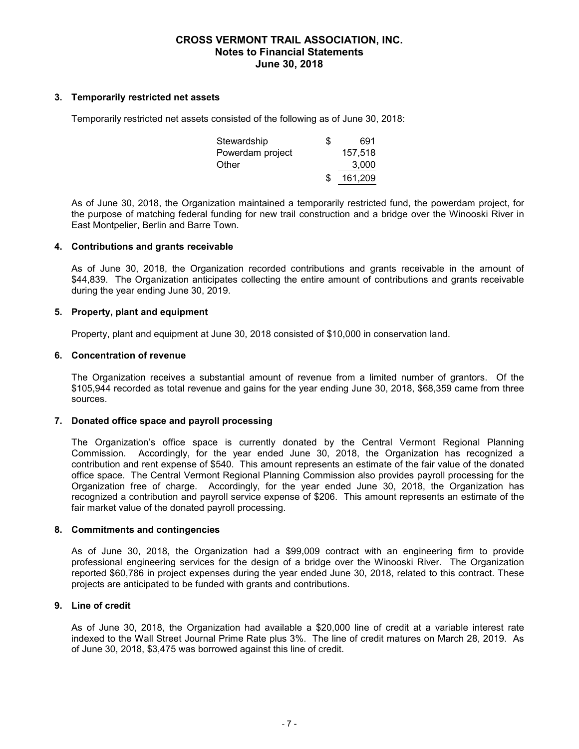# CROSS VERMONT TRAIL ASSOCIATION, INC.
## Notes to Financial Statements
## June 30, 2018

### 3. Temporarily restricted net assets

Temporarily restricted net assets consisted of the following as of June 30, 2018:

| | | |
|---|---|---|
| Stewardship | $ | 691 |
| Powerdam project | | 157,518 |
| Other | | 3,000 |
| | $ | 161,209 |

As of June 30, 2018, the Organization maintained a temporarily restricted fund, the powerdam project, for the purpose of matching federal funding for new trail construction and a bridge over the Winooski River in East Montpelier, Berlin and Barre Town.

### 4. Contributions and grants receivable

As of June 30, 2018, the Organization recorded contributions and grants receivable in the amount of $44,839. The Organization anticipates collecting the entire amount of contributions and grants receivable during the year ending June 30, 2019.

### 5. Property, plant and equipment

Property, plant and equipment at June 30, 2018 consisted of $10,000 in conservation land.

### 6. Concentration of revenue

The Organization receives a substantial amount of revenue from a limited number of grantors. Of the $105,944 recorded as total revenue and gains for the year ending June 30, 2018, $68,359 came from three sources.

### 7. Donated office space and payroll processing

The Organization's office space is currently donated by the Central Vermont Regional Planning Commission. Accordingly, for the year ended June 30, 2018, the Organization has recognized a contribution and rent expense of $540. This amount represents an estimate of the fair value of the donated office space. The Central Vermont Regional Planning Commission also provides payroll processing for the Organization free of charge. Accordingly, for the year ended June 30, 2018, the Organization has recognized a contribution and payroll service expense of $206. This amount represents an estimate of the fair market value of the donated payroll processing.

### 8. Commitments and contingencies

As of June 30, 2018, the Organization had a $99,009 contract with an engineering firm to provide professional engineering services for the design of a bridge over the Winooski River. The Organization reported $60,786 in project expenses during the year ended June 30, 2018, related to this contract. These projects are anticipated to be funded with grants and contributions.

### 9. Line of credit

As of June 30, 2018, the Organization had available a $20,000 line of credit at a variable interest rate indexed to the Wall Street Journal Prime Rate plus 3%. The line of credit matures on March 28, 2019. As of June 30, 2018, $3,475 was borrowed against this line of credit.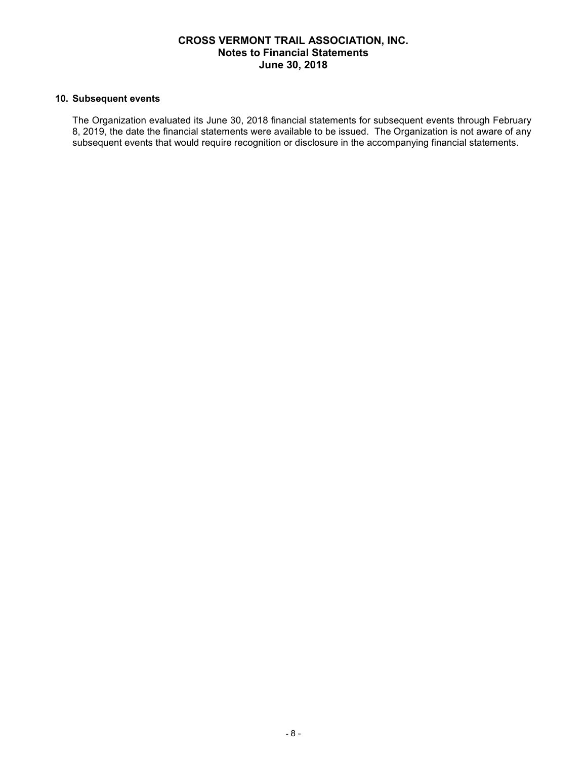# CROSS VERMONT TRAIL ASSOCIATION, INC.
## Notes to Financial Statements
## June 30, 2018

### 10. Subsequent events

The Organization evaluated its June 30, 2018 financial statements for subsequent events through February 8, 2019, the date the financial statements were available to be issued. The Organization is not aware of any subsequent events that would require recognition or disclosure in the accompanying financial statements.